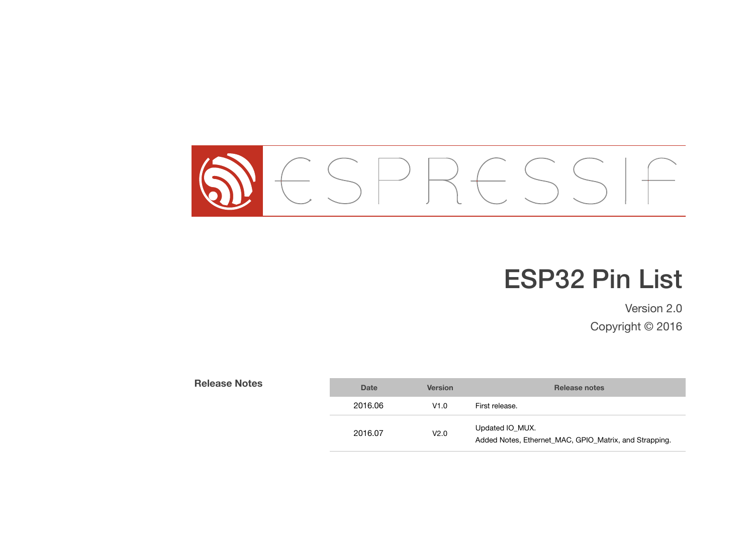# ESP32 Pin List

Version 2.0

Copyright © 2016

**Release Notes**

| Date | Version | Release notes |
| --- | --- | --- |
| 2016.06 | V1.0 | First release. |
| 2016.07 | V2.0 | Updated IO_MUX.<br>Added Notes, Ethernet_MAC, GPIO_Matrix, and Strapping. |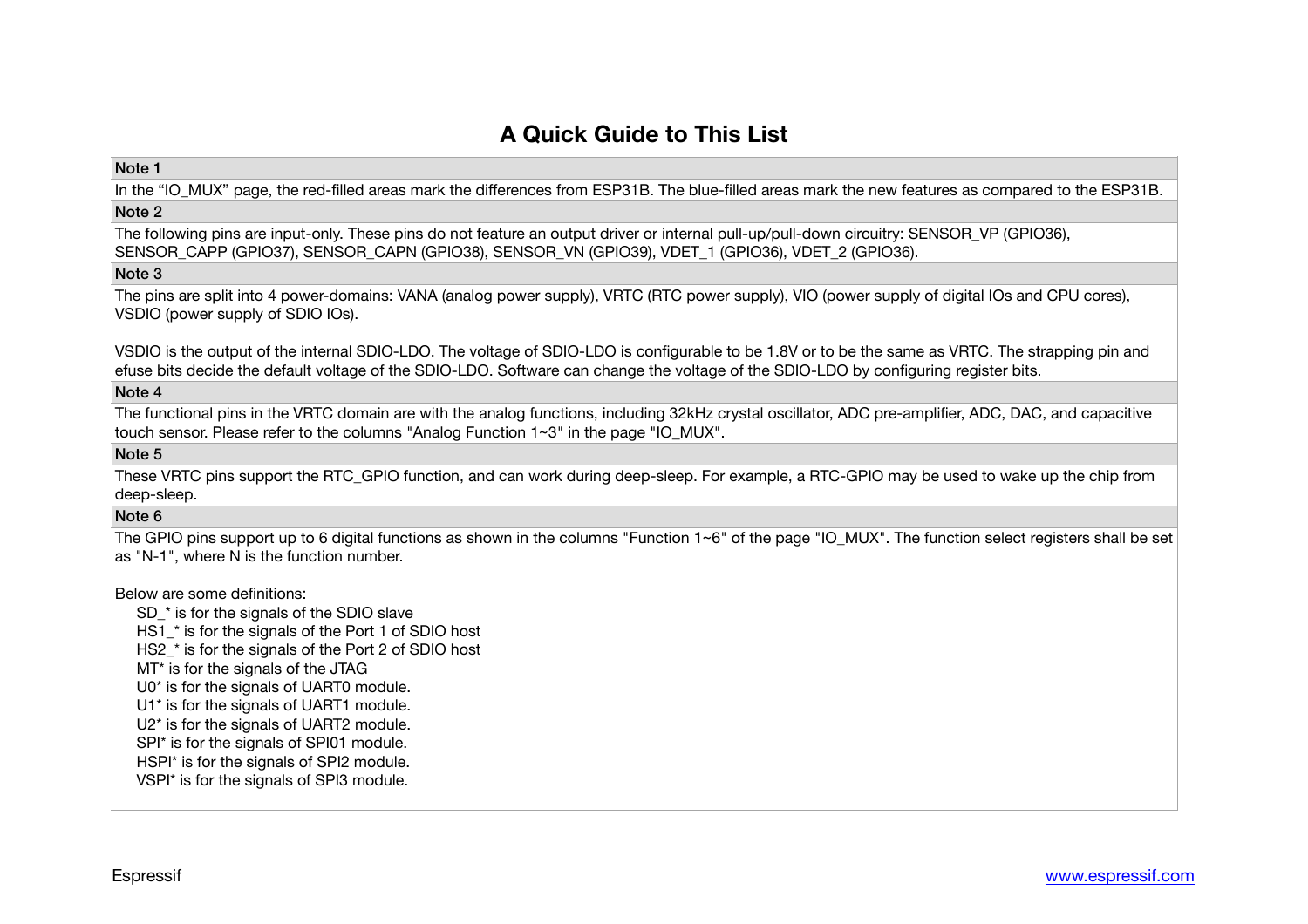# A Quick Guide to This List

### Note 1

In the “IO_MUX” page, the red-filled areas mark the differences from ESP31B. The blue-filled areas mark the new features as compared to the ESP31B.

### Note 2

The following pins are input-only. These pins do not feature an output driver or internal pull-up/pull-down circuitry: SENSOR_VP (GPIO36), SENSOR_CAPP (GPIO37), SENSOR_CAPN (GPIO38), SENSOR_VN (GPIO39), VDET_1 (GPIO36), VDET_2 (GPIO36).

### Note 3

The pins are split into 4 power-domains: VANA (analog power supply), VRTC (RTC power supply), VIO (power supply of digital IOs and CPU cores), VSDIO (power supply of SDIO IOs).

VSDIO is the output of the internal SDIO-LDO. The voltage of SDIO-LDO is configurable to be 1.8V or to be the same as VRTC. The strapping pin and efuse bits decide the default voltage of the SDIO-LDO. Software can change the voltage of the SDIO-LDO by configuring register bits.

### Note 4

The functional pins in the VRTC domain are with the analog functions, including 32kHz crystal oscillator, ADC pre-amplifier, ADC, DAC, and capacitive touch sensor. Please refer to the columns "Analog Function 1~3" in the page "IO_MUX".

### Note 5

These VRTC pins support the RTC_GPIO function, and can work during deep-sleep. For example, a RTC-GPIO may be used to wake up the chip from deep-sleep.

### Note 6

The GPIO pins support up to 6 digital functions as shown in the columns "Function 1~6" of the page "IO_MUX". The function select registers shall be set as "N-1", where N is the function number.

Below are some definitions:

- SD_* is for the signals of the SDIO slave
- HS1_* is for the signals of the Port 1 of SDIO host
- HS2_* is for the signals of the Port 2 of SDIO host
- MT* is for the signals of the JTAG
- U0* is for the signals of UART0 module.
- U1* is for the signals of UART1 module.
- U2* is for the signals of UART2 module.
- SPI* is for the signals of SPI01 module.
- HSPI* is for the signals of SPI2 module.
- VSPI* is for the signals of SPI3 module.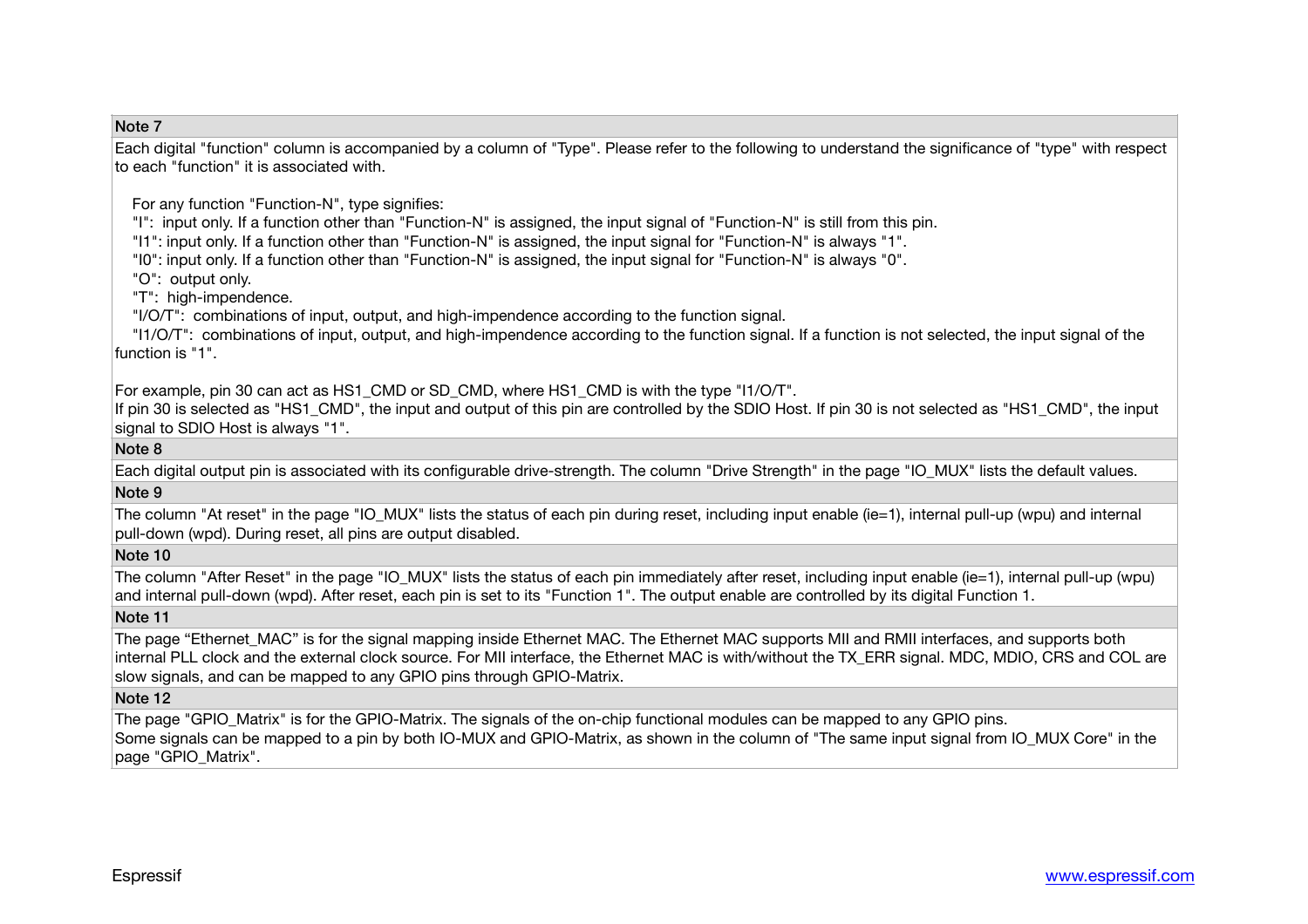### Note 7

Each digital "function" column is accompanied by a column of "Type". Please refer to the following to understand the significance of "type" with respect to each "function" it is associated with.

For any function "Function-N", type signifies:

- "I": input only. If a function other than "Function-N" is assigned, the input signal of "Function-N" is still from this pin.
- "I1": input only. If a function other than "Function-N" is assigned, the input signal for "Function-N" is always "1".
- "I0": input only. If a function other than "Function-N" is assigned, the input signal for "Function-N" is always "0".
- "O": output only.
- "T": high-impendence.
- "I/O/T": combinations of input, output, and high-impendence according to the function signal.
- "I1/O/T": combinations of input, output, and high-impendence according to the function signal. If a function is not selected, the input signal of the function is "1".

For example, pin 30 can act as HS1_CMD or SD_CMD, where HS1_CMD is with the type "I1/O/T".
If pin 30 is selected as "HS1_CMD", the input and output of this pin are controlled by the SDIO Host. If pin 30 is not selected as "HS1_CMD", the input signal to SDIO Host is always "1".

### Note 8

Each digital output pin is associated with its configurable drive-strength. The column "Drive Strength" in the page "IO_MUX" lists the default values.

### Note 9

The column "At reset" in the page "IO_MUX" lists the status of each pin during reset, including input enable (ie=1), internal pull-up (wpu) and internal pull-down (wpd). During reset, all pins are output disabled.

### Note 10

The column "After Reset" in the page "IO_MUX" lists the status of each pin immediately after reset, including input enable (ie=1), internal pull-up (wpu) and internal pull-down (wpd). After reset, each pin is set to its "Function 1". The output enable are controlled by its digital Function 1.

### Note 11

The page "Ethernet_MAC" is for the signal mapping inside Ethernet MAC. The Ethernet MAC supports MII and RMII interfaces, and supports both internal PLL clock and the external clock source. For MII interface, the Ethernet MAC is with/without the TX_ERR signal. MDC, MDIO, CRS and COL are slow signals, and can be mapped to any GPIO pins through GPIO-Matrix.

### Note 12

The page "GPIO_Matrix" is for the GPIO-Matrix. The signals of the on-chip functional modules can be mapped to any GPIO pins.
Some signals can be mapped to a pin by both IO-MUX and GPIO-Matrix, as shown in the column of "The same input signal from IO_MUX Core" in the page "GPIO_Matrix".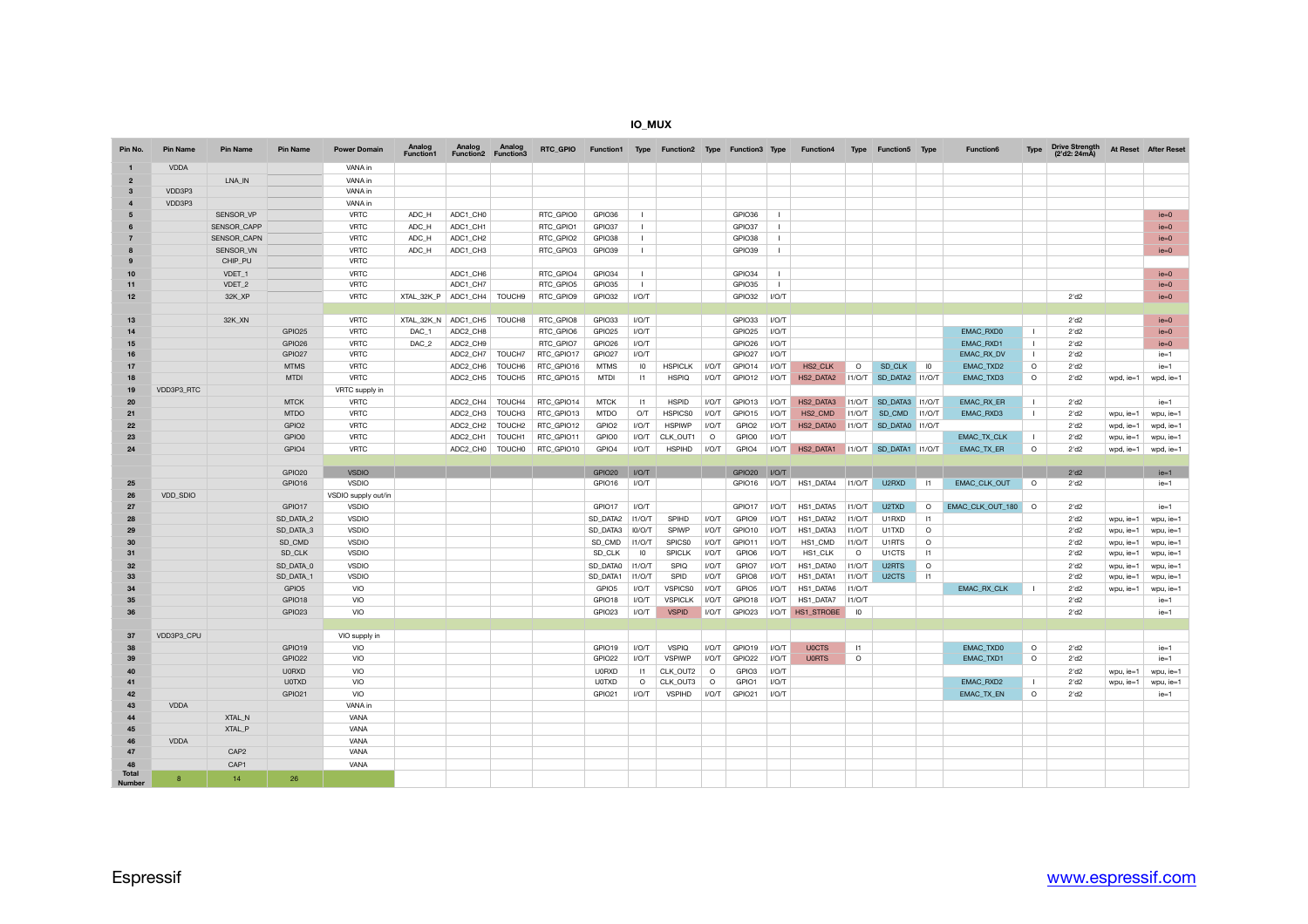## IO_MUX

| Pin No. | Pin Name | Pin Name | Pin Name | Power Domain | Analog Function1 | Analog Function2 | Analog Function3 | RTC_GPIO | Function1 | Type | Function2 | Type | Function3 | Type | Function4 | Type | Function5 | Type | Function6 | Type | Drive Strength (2'd2: 24mA) | At Reset | After Reset |
|---|---|---|---|---|---|---|---|---|---|---|---|---|---|---|---|---|---|---|---|---|---|---|---|
| 1 | VDDA | | | VANA in | | | | | | | | | | | | | | | | | | | |
| 2 | | LNA_IN | | VANA in | | | | | | | | | | | | | | | | | | | |
| 3 | VDD3P3 | | | VANA in | | | | | | | | | | | | | | | | | | | |
| 4 | VDD3P3 | | | VANA in | | | | | | | | | | | | | | | | | | | |
| 5 | | SENSOR_VP | | VRTC | ADC_H | ADC1_CH0 | | RTC_GPIO0 | GPIO36 | I | | | GPIO36 | I | | | | | | | | | ie=0 |
| 6 | | SENSOR_CAPP | | VRTC | ADC_H | ADC1_CH1 | | RTC_GPIO1 | GPIO37 | I | | | GPIO37 | I | | | | | | | | | ie=0 |
| 7 | | SENSOR_CAPN | | VRTC | ADC_H | ADC1_CH2 | | RTC_GPIO2 | GPIO38 | I | | | GPIO38 | I | | | | | | | | | ie=0 |
| 8 | | SENSOR_VN | | VRTC | ADC_H | ADC1_CH3 | | RTC_GPIO3 | GPIO39 | I | | | GPIO39 | I | | | | | | | | | ie=0 |
| 9 | | CHIP_PU | | VRTC | | | | | | | | | | | | | | | | | | | |
| 10 | | VDET_1 | | VRTC | | ADC1_CH6 | | RTC_GPIO4 | GPIO34 | I | | | GPIO34 | I | | | | | | | | | ie=0 |
| 11 | | VDET_2 | | VRTC | | ADC1_CH7 | | RTC_GPIO5 | GPIO35 | I | | | GPIO35 | I | | | | | | | | | ie=0 |
| 12 | | 32K_XP | | VRTC | XTAL_32K_P | ADC1_CH4 | TOUCH9 | RTC_GPIO9 | GPIO32 | I/O/T | | | GPIO32 | I/O/T | | | | | | | 2'd2 | | ie=0 |
| 13 | | 32K_XN | | VRTC | XTAL_32K_N | ADC1_CH5 | TOUCH8 | RTC_GPIO8 | GPIO33 | I/O/T | | | GPIO33 | I/O/T | | | | | | | 2'd2 | | ie=0 |
| 14 | | | GPIO25 | VRTC | DAC_1 | ADC2_CH8 | | RTC_GPIO6 | GPIO25 | I/O/T | | | GPIO25 | I/O/T | | | | | EMAC_RXD0 | I | 2'd2 | | ie=0 |
| 15 | | | GPIO26 | VRTC | DAC_2 | ADC2_CH9 | | RTC_GPIO7 | GPIO26 | I/O/T | | | GPIO26 | I/O/T | | | | | EMAC_RXD1 | I | 2'd2 | | ie=0 |
| 16 | | | GPIO27 | VRTC | | ADC2_CH7 | TOUCH7 | RTC_GPIO17 | GPIO27 | I/O/T | | | GPIO27 | I/O/T | | | | | EMAC_RX_DV | I | 2'd2 | | ie=1 |
| 17 | | | MTMS | VRTC | | ADC2_CH6 | TOUCH6 | RTC_GPIO16 | MTMS | I0 | HSPICLK | I/O/T | GPIO14 | I/O/T | HS2_CLK | O | SD_CLK | I0 | EMAC_TXD2 | O | 2'd2 | | ie=1 |
| 18 | | | MTDI | VRTC | | ADC2_CH5 | TOUCH5 | RTC_GPIO15 | MTDI | I1 | HSPIQ | I/O/T | GPIO12 | I/O/T | HS2_DATA2 | I1/O/T | SD_DATA2 | I1/O/T | EMAC_TXD3 | O | 2'd2 | wpd, ie=1 | wpd, ie=1 |
| 19 | VDD3P3_RTC | | | VRTC supply in | | | | | | | | | | | | | | | | | | | |
| 20 | | | MTCK | VRTC | | ADC2_CH4 | TOUCH4 | RTC_GPIO14 | MTCK | I1 | HSPID | I/O/T | GPIO13 | I/O/T | HS2_DATA3 | I1/O/T | SD_DATA3 | I1/O/T | EMAC_RX_ER | I | 2'd2 | | ie=1 |
| 21 | | | MTDO | VRTC | | ADC2_CH3 | TOUCH3 | RTC_GPIO13 | MTDO | O/T | HSPICS0 | I/O/T | GPIO15 | I/O/T | HS2_CMD | I1/O/T | SD_CMD | I1/O/T | EMAC_RXD3 | I | 2'd2 | wpu, ie=1 | wpu, ie=1 |
| 22 | | | GPIO2 | VRTC | | ADC2_CH2 | TOUCH2 | RTC_GPIO12 | GPIO2 | I/O/T | HSPIWP | I/O/T | GPIO2 | I/O/T | HS2_DATA0 | I1/O/T | SD_DATA0 | I1/O/T | | | 2'd2 | wpd, ie=1 | wpd, ie=1 |
| 23 | | | GPIO0 | VRTC | | ADC2_CH1 | TOUCH1 | RTC_GPIO11 | GPIO0 | I/O/T | CLK_OUT1 | O | GPIO0 | I/O/T | | | | | EMAC_TX_CLK | I | 2'd2 | wpu, ie=1 | wpu, ie=1 |
| 24 | | | GPIO4 | VRTC | | ADC2_CH0 | TOUCH0 | RTC_GPIO10 | GPIO4 | I/O/T | HSPIHD | I/O/T | GPIO4 | I/O/T | HS2_DATA1 | I1/O/T | SD_DATA1 | I1/O/T | EMAC_TX_ER | O | 2'd2 | wpd, ie=1 | wpd, ie=1 |
| | | | GPIO20 | VSDIO | | | | | GPIO20 | I/O/T | | | GPIO20 | I/O/T | | | | | | | 2'd2 | | ie=1 |
| 25 | | | GPIO16 | VSDIO | | | | | GPIO16 | I/O/T | | | GPIO16 | I/O/T | HS1_DATA4 | I1/O/T | U2RXD | I1 | EMAC_CLK_OUT | O | 2'd2 | | ie=1 |
| 26 | VDD_SDIO | | | VSDIO supply out/in | | | | | | | | | | | | | | | | | | | |
| 27 | | | GPIO17 | VSDIO | | | | | GPIO17 | I/O/T | | | GPIO17 | I/O/T | HS1_DATA5 | I1/O/T | U2TXD | O | EMAC_CLK_OUT_180 | O | 2'd2 | | ie=1 |
| 28 | | | SD_DATA_2 | VSDIO | | | | | SD_DATA2 | I1/O/T | SPIHD | I/O/T | GPIO9 | I/O/T | HS1_DATA2 | I1/O/T | U1RXD | I1 | | | 2'd2 | wpu, ie=1 | wpu, ie=1 |
| 29 | | | SD_DATA_3 | VSDIO | | | | | SD_DATA3 | I0/O/T | SPIWP | I/O/T | GPIO10 | I/O/T | HS1_DATA3 | I1/O/T | U1TXD | O | | | 2'd2 | wpu, ie=1 | wpu, ie=1 |
| 30 | | | SD_CMD | VSDIO | | | | | SD_CMD | I1/O/T | SPICS0 | I/O/T | GPIO11 | I/O/T | HS1_CMD | I1/O/T | U1RTS | O | | | 2'd2 | wpu, ie=1 | wpu, ie=1 |
| 31 | | | SD_CLK | VSDIO | | | | | SD_CLK | I0 | SPICLK | I/O/T | GPIO6 | I/O/T | HS1_CLK | O | U1CTS | I1 | | | 2'd2 | wpu, ie=1 | wpu, ie=1 |
| 32 | | | SD_DATA_0 | VSDIO | | | | | SD_DATA0 | I1/O/T | SPIQ | I/O/T | GPIO7 | I/O/T | HS1_DATA0 | I1/O/T | U2RTS | O | | | 2'd2 | wpu, ie=1 | wpu, ie=1 |
| 33 | | | SD_DATA_1 | VSDIO | | | | | SD_DATA1 | I1/O/T | SPID | I/O/T | GPIO8 | I/O/T | HS1_DATA1 | I1/O/T | U2CTS | I1 | | | 2'd2 | wpu, ie=1 | wpu, ie=1 |
| 34 | | | GPIO5 | VIO | | | | | GPIO5 | I/O/T | VSPICS0 | I/O/T | GPIO5 | I/O/T | HS1_DATA6 | I1/O/T | | | EMAC_RX_CLK | I | 2'd2 | wpu, ie=1 | wpu, ie=1 |
| 35 | | | GPIO18 | VIO | | | | | GPIO18 | I/O/T | VSPICLK | I/O/T | GPIO18 | I/O/T | HS1_DATA7 | I1/O/T | | | | | 2'd2 | | ie=1 |
| 36 | | | GPIO23 | VIO | | | | | GPIO23 | I/O/T | VSPID | I/O/T | GPIO23 | I/O/T | HS1_STROBE | I0 | | | | | 2'd2 | | ie=1 |
| 37 | VDD3P3_CPU | | | VIO supply in | | | | | | | | | | | | | | | | | | | |
| 38 | | | GPIO19 | VIO | | | | | GPIO19 | I/O/T | VSPIQ | I/O/T | GPIO19 | I/O/T | U0CTS | I1 | | | EMAC_TXD0 | O | 2'd2 | | ie=1 |
| 39 | | | GPIO22 | VIO | | | | | GPIO22 | I/O/T | VSPIWP | I/O/T | GPIO22 | I/O/T | U0RTS | O | | | EMAC_TXD1 | O | 2'd2 | | ie=1 |
| 40 | | | U0RXD | VIO | | | | | U0RXD | I1 | CLK_OUT2 | O | GPIO3 | I/O/T | | | | | | | 2'd2 | wpu, ie=1 | wpu, ie=1 |
| 41 | | | U0TXD | VIO | | | | | U0TXD | O | CLK_OUT3 | O | GPIO1 | I/O/T | | | | | EMAC_RXD2 | I | 2'd2 | wpu, ie=1 | wpu, ie=1 |
| 42 | | | GPIO21 | VIO | | | | | GPIO21 | I/O/T | VSPIHD | I/O/T | GPIO21 | I/O/T | | | | | EMAC_TX_EN | O | 2'd2 | | ie=1 |
| 43 | VDDA | | | VANA in | | | | | | | | | | | | | | | | | | | |
| 44 | | XTAL_N | | VANA | | | | | | | | | | | | | | | | | | | |
| 45 | | XTAL_P | | VANA | | | | | | | | | | | | | | | | | | | |
| 46 | VDDA | | | VANA | | | | | | | | | | | | | | | | | | | |
| 47 | | CAP2 | | VANA | | | | | | | | | | | | | | | | | | | |
| 48 | | CAP1 | | VANA | | | | | | | | | | | | | | | | | | | |
| Total Number | 8 | 14 | 26 | | | | | | | | | | | | | | | | | | | | |

Espressif

www.espressif.com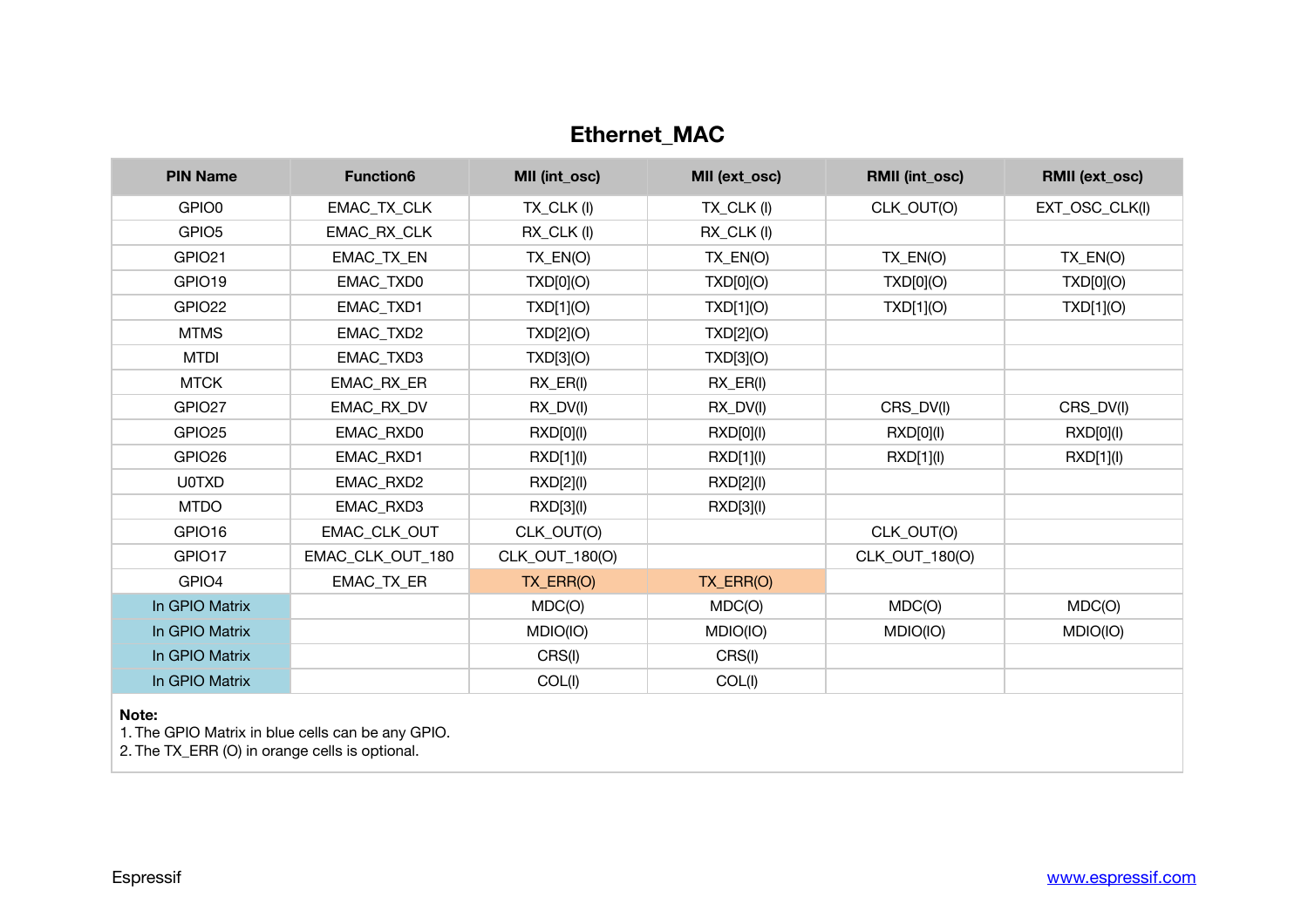# Ethernet_MAC

| PIN Name | Function6 | MII (int_osc) | MII (ext_osc) | RMII (int_osc) | RMII (ext_osc) |
|---|---|---|---|---|---|
| GPIO0 | EMAC_TX_CLK | TX_CLK (I) | TX_CLK (I) | CLK_OUT(O) | EXT_OSC_CLK(I) |
| GPIO5 | EMAC_RX_CLK | RX_CLK (I) | RX_CLK (I) | | |
| GPIO21 | EMAC_TX_EN | TX_EN(O) | TX_EN(O) | TX_EN(O) | TX_EN(O) |
| GPIO19 | EMAC_TXD0 | TXD[0](O) | TXD[0](O) | TXD[0](O) | TXD[0](O) |
| GPIO22 | EMAC_TXD1 | TXD[1](O) | TXD[1](O) | TXD[1](O) | TXD[1](O) |
| MTMS | EMAC_TXD2 | TXD[2](O) | TXD[2](O) | | |
| MTDI | EMAC_TXD3 | TXD[3](O) | TXD[3](O) | | |
| MTCK | EMAC_RX_ER | RX_ER(I) | RX_ER(I) | | |
| GPIO27 | EMAC_RX_DV | RX_DV(I) | RX_DV(I) | CRS_DV(I) | CRS_DV(I) |
| GPIO25 | EMAC_RXD0 | RXD[0](I) | RXD[0](I) | RXD[0](I) | RXD[0](I) |
| GPIO26 | EMAC_RXD1 | RXD[1](I) | RXD[1](I) | RXD[1](I) | RXD[1](I) |
| U0TXD | EMAC_RXD2 | RXD[2](I) | RXD[2](I) | | |
| MTDO | EMAC_RXD3 | RXD[3](I) | RXD[3](I) | | |
| GPIO16 | EMAC_CLK_OUT | CLK_OUT(O) | | CLK_OUT(O) | |
| GPIO17 | EMAC_CLK_OUT_180 | CLK_OUT_180(O) | | CLK_OUT_180(O) | |
| GPIO4 | EMAC_TX_ER | TX_ERR(O) | TX_ERR(O) | | |
| In GPIO Matrix | | MDC(O) | MDC(O) | MDC(O) | MDC(O) |
| In GPIO Matrix | | MDIO(IO) | MDIO(IO) | MDIO(IO) | MDIO(IO) |
| In GPIO Matrix | | CRS(I) | CRS(I) | | |
| In GPIO Matrix | | COL(I) | COL(I) | | |

**Note:**

1. The GPIO Matrix in blue cells can be any GPIO.
2. The TX_ERR (O) in orange cells is optional.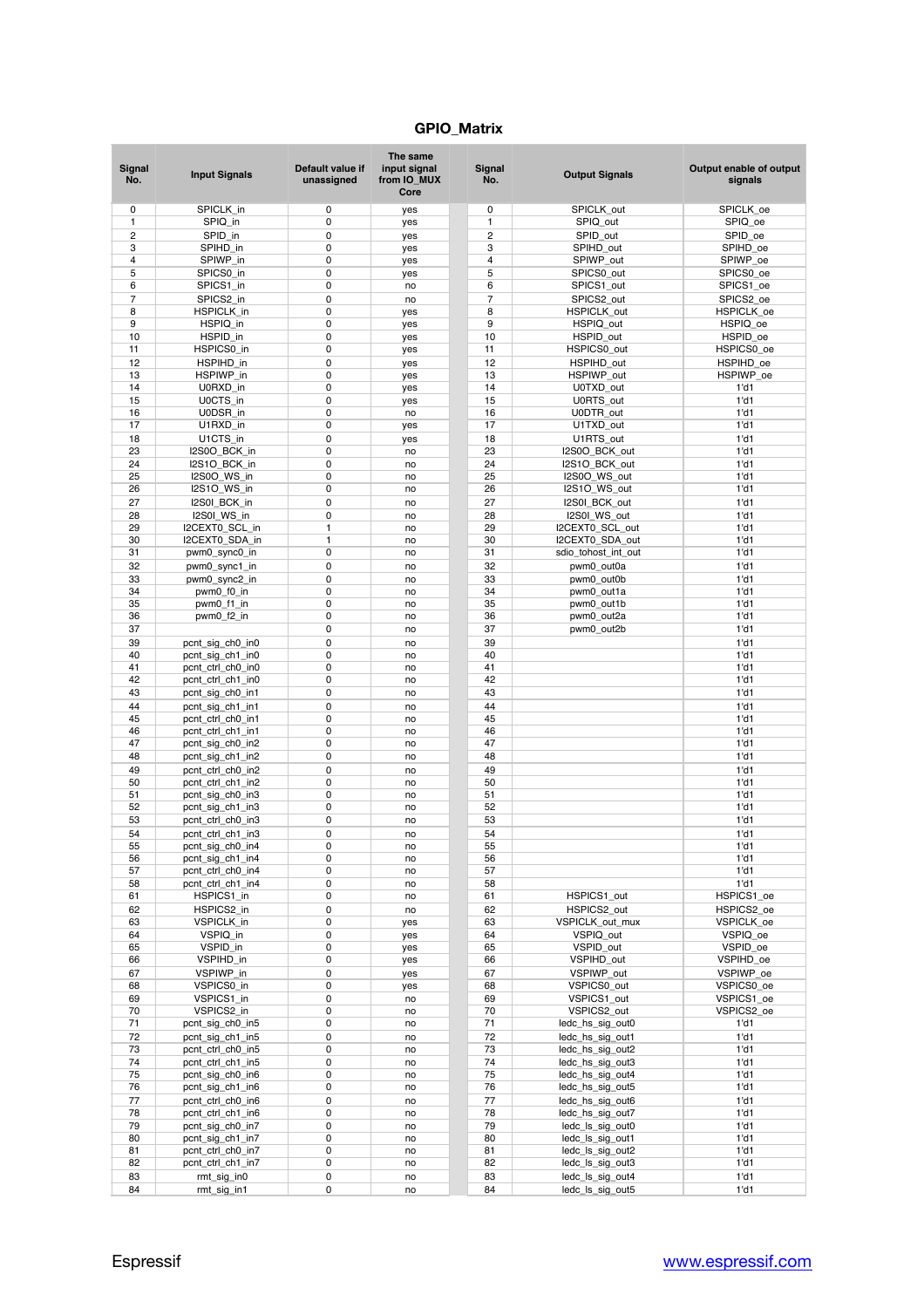# GPIO_Matrix

| Signal No. | Input Signals | Default value if unassigned | The same input signal from IO_MUX Core | Signal No. | Output Signals | Output enable of output signals |
|---|---|---|---|---|---|---|
| 0 | SPICLK_in | 0 | yes | 0 | SPICLK_out | SPICLK_oe |
| 1 | SPIQ_in | 0 | yes | 1 | SPIQ_out | SPIQ_oe |
| 2 | SPID_in | 0 | yes | 2 | SPID_out | SPID_oe |
| 3 | SPIHD_in | 0 | yes | 3 | SPIHD_out | SPIHD_oe |
| 4 | SPIWP_in | 0 | yes | 4 | SPIWP_out | SPIWP_oe |
| 5 | SPICS0_in | 0 | yes | 5 | SPICS0_out | SPICS0_oe |
| 6 | SPICS1_in | 0 | no | 6 | SPICS1_out | SPICS1_oe |
| 7 | SPICS2_in | 0 | no | 7 | SPICS2_out | SPICS2_oe |
| 8 | HSPICLK_in | 0 | yes | 8 | HSPICLK_out | HSPICLK_oe |
| 9 | HSPIQ_in | 0 | yes | 9 | HSPIQ_out | HSPIQ_oe |
| 10 | HSPID_in | 0 | yes | 10 | HSPID_out | HSPID_oe |
| 11 | HSPICS0_in | 0 | yes | 11 | HSPICS0_out | HSPICS0_oe |
| 12 | HSPIHD_in | 0 | yes | 12 | HSPIHD_out | HSPIHD_oe |
| 13 | HSPIWP_in | 0 | yes | 13 | HSPIWP_out | HSPIWP_oe |
| 14 | U0RXD_in | 0 | yes | 14 | U0TXD_out | 1'd1 |
| 15 | U0CTS_in | 0 | yes | 15 | U0RTS_out | 1'd1 |
| 16 | U0DSR_in | 0 | no | 16 | U0DTR_out | 1'd1 |
| 17 | U1RXD_in | 0 | yes | 17 | U1TXD_out | 1'd1 |
| 18 | U1CTS_in | 0 | yes | 18 | U1RTS_out | 1'd1 |
| 23 | I2S0O_BCK_in | 0 | no | 23 | I2S0O_BCK_out | 1'd1 |
| 24 | I2S1O_BCK_in | 0 | no | 24 | I2S1O_BCK_out | 1'd1 |
| 25 | I2S0O_WS_in | 0 | no | 25 | I2S0O_WS_out | 1'd1 |
| 26 | I2S1O_WS_in | 0 | no | 26 | I2S1O_WS_out | 1'd1 |
| 27 | I2S0I_BCK_in | 0 | no | 27 | I2S0I_BCK_out | 1'd1 |
| 28 | I2S0I_WS_in | 0 | no | 28 | I2S0I_WS_out | 1'd1 |
| 29 | I2CEXT0_SCL_in | 1 | no | 29 | I2CEXT0_SCL_out | 1'd1 |
| 30 | I2CEXT0_SDA_in | 1 | no | 30 | I2CEXT0_SDA_out | 1'd1 |
| 31 | pwm0_sync0_in | 0 | no | 31 | sdio_tohost_int_out | 1'd1 |
| 32 | pwm0_sync1_in | 0 | no | 32 | pwm0_out0a | 1'd1 |
| 33 | pwm0_sync2_in | 0 | no | 33 | pwm0_out0b | 1'd1 |
| 34 | pwm0_f0_in | 0 | no | 34 | pwm0_out1a | 1'd1 |
| 35 | pwm0_f1_in | 0 | no | 35 | pwm0_out1b | 1'd1 |
| 36 | pwm0_f2_in | 0 | no | 36 | pwm0_out2a | 1'd1 |
| 37 | | 0 | no | 37 | pwm0_out2b | 1'd1 |
| 39 | pcnt_sig_ch0_in0 | 0 | no | 39 | | 1'd1 |
| 40 | pcnt_sig_ch1_in0 | 0 | no | 40 | | 1'd1 |
| 41 | pcnt_ctrl_ch0_in0 | 0 | no | 41 | | 1'd1 |
| 42 | pcnt_ctrl_ch1_in0 | 0 | no | 42 | | 1'd1 |
| 43 | pcnt_sig_ch0_in1 | 0 | no | 43 | | 1'd1 |
| 44 | pcnt_sig_ch1_in1 | 0 | no | 44 | | 1'd1 |
| 45 | pcnt_ctrl_ch0_in1 | 0 | no | 45 | | 1'd1 |
| 46 | pcnt_ctrl_ch1_in1 | 0 | no | 46 | | 1'd1 |
| 47 | pcnt_sig_ch0_in2 | 0 | no | 47 | | 1'd1 |
| 48 | pcnt_sig_ch1_in2 | 0 | no | 48 | | 1'd1 |
| 49 | pcnt_ctrl_ch0_in2 | 0 | no | 49 | | 1'd1 |
| 50 | pcnt_ctrl_ch1_in2 | 0 | no | 50 | | 1'd1 |
| 51 | pcnt_sig_ch0_in3 | 0 | no | 51 | | 1'd1 |
| 52 | pcnt_sig_ch1_in3 | 0 | no | 52 | | 1'd1 |
| 53 | pcnt_ctrl_ch0_in3 | 0 | no | 53 | | 1'd1 |
| 54 | pcnt_ctrl_ch1_in3 | 0 | no | 54 | | 1'd1 |
| 55 | pcnt_sig_ch0_in4 | 0 | no | 55 | | 1'd1 |
| 56 | pcnt_sig_ch1_in4 | 0 | no | 56 | | 1'd1 |
| 57 | pcnt_ctrl_ch0_in4 | 0 | no | 57 | | 1'd1 |
| 58 | pcnt_ctrl_ch1_in4 | 0 | no | 58 | | 1'd1 |
| 61 | HSPICS1_in | 0 | no | 61 | HSPICS1_out | HSPICS1_oe |
| 62 | HSPICS2_in | 0 | no | 62 | HSPICS2_out | HSPICS2_oe |
| 63 | VSPICLK_in | 0 | yes | 63 | VSPICLK_out_mux | VSPICLK_oe |
| 64 | VSPIQ_in | 0 | yes | 64 | VSPIQ_out | VSPIQ_oe |
| 65 | VSPID_in | 0 | yes | 65 | VSPID_out | VSPID_oe |
| 66 | VSPIHD_in | 0 | yes | 66 | VSPIHD_out | VSPIHD_oe |
| 67 | VSPIWP_in | 0 | yes | 67 | VSPIWP_out | VSPIWP_oe |
| 68 | VSPICS0_in | 0 | yes | 68 | VSPICS0_out | VSPICS0_oe |
| 69 | VSPICS1_in | 0 | no | 69 | VSPICS1_out | VSPICS1_oe |
| 70 | VSPICS2_in | 0 | no | 70 | VSPICS2_out | VSPICS2_oe |
| 71 | pcnt_sig_ch0_in5 | 0 | no | 71 | ledc_hs_sig_out0 | 1'd1 |
| 72 | pcnt_sig_ch1_in5 | 0 | no | 72 | ledc_hs_sig_out1 | 1'd1 |
| 73 | pcnt_ctrl_ch0_in5 | 0 | no | 73 | ledc_hs_sig_out2 | 1'd1 |
| 74 | pcnt_ctrl_ch1_in5 | 0 | no | 74 | ledc_hs_sig_out3 | 1'd1 |
| 75 | pcnt_sig_ch0_in6 | 0 | no | 75 | ledc_hs_sig_out4 | 1'd1 |
| 76 | pcnt_sig_ch1_in6 | 0 | no | 76 | ledc_hs_sig_out5 | 1'd1 |
| 77 | pcnt_ctrl_ch0_in6 | 0 | no | 77 | ledc_hs_sig_out6 | 1'd1 |
| 78 | pcnt_ctrl_ch1_in6 | 0 | no | 78 | ledc_hs_sig_out7 | 1'd1 |
| 79 | pcnt_sig_ch0_in7 | 0 | no | 79 | ledc_ls_sig_out0 | 1'd1 |
| 80 | pcnt_sig_ch1_in7 | 0 | no | 80 | ledc_ls_sig_out1 | 1'd1 |
| 81 | pcnt_ctrl_ch0_in7 | 0 | no | 81 | ledc_ls_sig_out2 | 1'd1 |
| 82 | pcnt_ctrl_ch1_in7 | 0 | no | 82 | ledc_ls_sig_out3 | 1'd1 |
| 83 | rmt_sig_in0 | 0 | no | 83 | ledc_ls_sig_out4 | 1'd1 |
| 84 | rmt_sig_in1 | 0 | no | 84 | ledc_ls_sig_out5 | 1'd1 |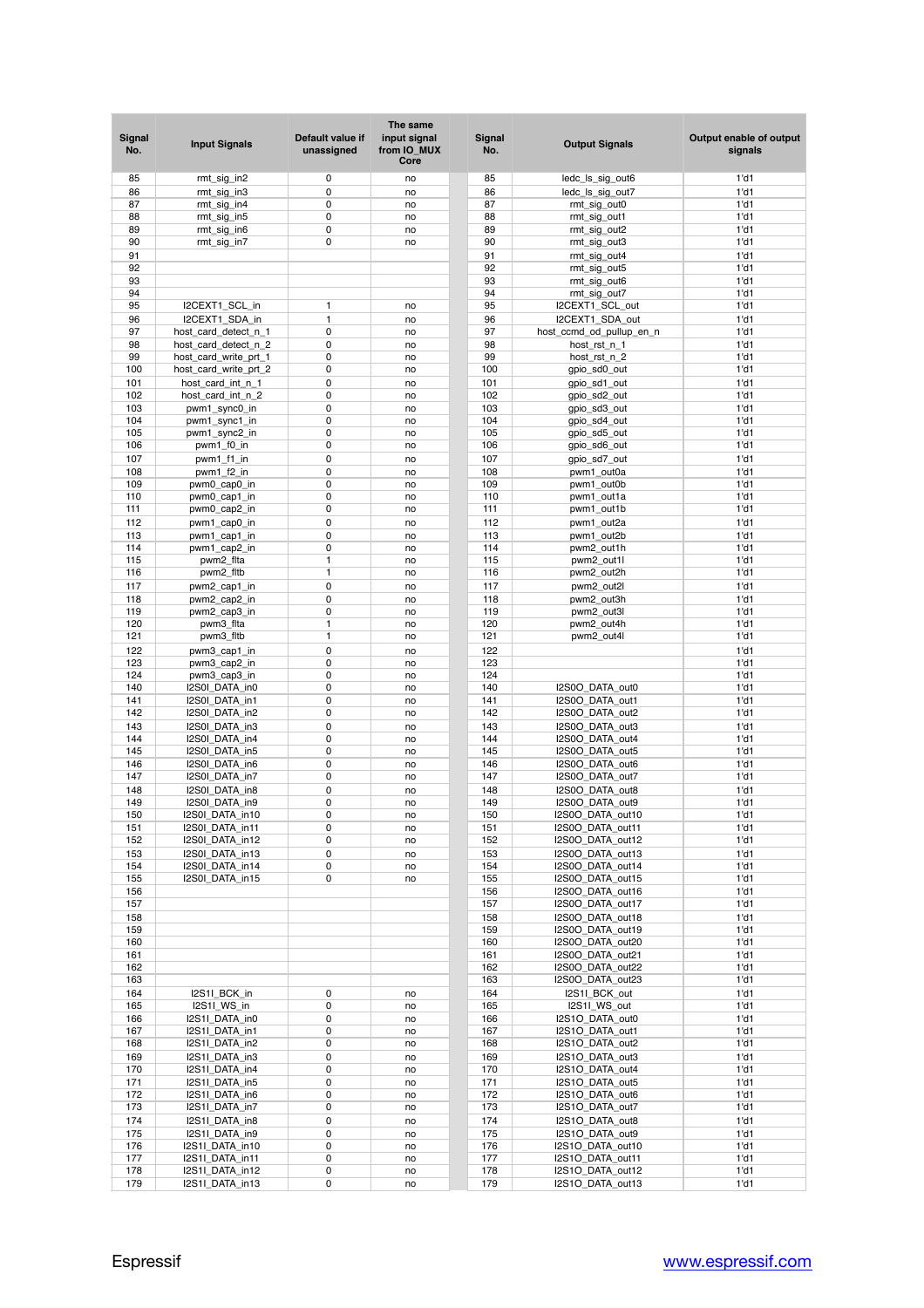| Signal No. | Input Signals | Default value if unassigned | The same input signal from IO_MUX Core | Signal No. | Output Signals | Output enable of output signals |
|---|---|---|---|---|---|---|
| 85 | rmt_sig_in2 | 0 | no | 85 | ledc_ls_sig_out6 | 1'd1 |
| 86 | rmt_sig_in3 | 0 | no | 86 | ledc_ls_sig_out7 | 1'd1 |
| 87 | rmt_sig_in4 | 0 | no | 87 | rmt_sig_out0 | 1'd1 |
| 88 | rmt_sig_in5 | 0 | no | 88 | rmt_sig_out1 | 1'd1 |
| 89 | rmt_sig_in6 | 0 | no | 89 | rmt_sig_out2 | 1'd1 |
| 90 | rmt_sig_in7 | 0 | no | 90 | rmt_sig_out3 | 1'd1 |
| 91 | | | | 91 | rmt_sig_out4 | 1'd1 |
| 92 | | | | 92 | rmt_sig_out5 | 1'd1 |
| 93 | | | | 93 | rmt_sig_out6 | 1'd1 |
| 94 | | | | 94 | rmt_sig_out7 | 1'd1 |
| 95 | I2CEXT1_SCL_in | 1 | no | 95 | I2CEXT1_SCL_out | 1'd1 |
| 96 | I2CEXT1_SDA_in | 1 | no | 96 | I2CEXT1_SDA_out | 1'd1 |
| 97 | host_card_detect_n_1 | 0 | no | 97 | host_ccmd_od_pullup_en_n | 1'd1 |
| 98 | host_card_detect_n_2 | 0 | no | 98 | host_rst_n_1 | 1'd1 |
| 99 | host_card_write_prt_1 | 0 | no | 99 | host_rst_n_2 | 1'd1 |
| 100 | host_card_write_prt_2 | 0 | no | 100 | gpio_sd0_out | 1'd1 |
| 101 | host_card_int_n_1 | 0 | no | 101 | gpio_sd1_out | 1'd1 |
| 102 | host_card_int_n_2 | 0 | no | 102 | gpio_sd2_out | 1'd1 |
| 103 | pwm1_sync0_in | 0 | no | 103 | gpio_sd3_out | 1'd1 |
| 104 | pwm1_sync1_in | 0 | no | 104 | gpio_sd4_out | 1'd1 |
| 105 | pwm1_sync2_in | 0 | no | 105 | gpio_sd5_out | 1'd1 |
| 106 | pwm1_f0_in | 0 | no | 106 | gpio_sd6_out | 1'd1 |
| 107 | pwm1_f1_in | 0 | no | 107 | gpio_sd7_out | 1'd1 |
| 108 | pwm1_f2_in | 0 | no | 108 | pwm1_out0a | 1'd1 |
| 109 | pwm0_cap0_in | 0 | no | 109 | pwm1_out0b | 1'd1 |
| 110 | pwm0_cap1_in | 0 | no | 110 | pwm1_out1a | 1'd1 |
| 111 | pwm0_cap2_in | 0 | no | 111 | pwm1_out1b | 1'd1 |
| 112 | pwm1_cap0_in | 0 | no | 112 | pwm1_out2a | 1'd1 |
| 113 | pwm1_cap1_in | 0 | no | 113 | pwm1_out2b | 1'd1 |
| 114 | pwm1_cap2_in | 0 | no | 114 | pwm2_out1h | 1'd1 |
| 115 | pwm2_flta | 1 | no | 115 | pwm2_out1l | 1'd1 |
| 116 | pwm2_fltb | 1 | no | 116 | pwm2_out2h | 1'd1 |
| 117 | pwm2_cap1_in | 0 | no | 117 | pwm2_out2l | 1'd1 |
| 118 | pwm2_cap2_in | 0 | no | 118 | pwm2_out3h | 1'd1 |
| 119 | pwm2_cap3_in | 0 | no | 119 | pwm2_out3l | 1'd1 |
| 120 | pwm3_flta | 1 | no | 120 | pwm2_out4h | 1'd1 |
| 121 | pwm3_fltb | 1 | no | 121 | pwm2_out4l | 1'd1 |
| 122 | pwm3_cap1_in | 0 | no | 122 | | 1'd1 |
| 123 | pwm3_cap2_in | 0 | no | 123 | | 1'd1 |
| 124 | pwm3_cap3_in | 0 | no | 124 | | 1'd1 |
| 140 | I2S0I_DATA_in0 | 0 | no | 140 | I2S0O_DATA_out0 | 1'd1 |
| 141 | I2S0I_DATA_in1 | 0 | no | 141 | I2S0O_DATA_out1 | 1'd1 |
| 142 | I2S0I_DATA_in2 | 0 | no | 142 | I2S0O_DATA_out2 | 1'd1 |
| 143 | I2S0I_DATA_in3 | 0 | no | 143 | I2S0O_DATA_out3 | 1'd1 |
| 144 | I2S0I_DATA_in4 | 0 | no | 144 | I2S0O_DATA_out4 | 1'd1 |
| 145 | I2S0I_DATA_in5 | 0 | no | 145 | I2S0O_DATA_out5 | 1'd1 |
| 146 | I2S0I_DATA_in6 | 0 | no | 146 | I2S0O_DATA_out6 | 1'd1 |
| 147 | I2S0I_DATA_in7 | 0 | no | 147 | I2S0O_DATA_out7 | 1'd1 |
| 148 | I2S0I_DATA_in8 | 0 | no | 148 | I2S0O_DATA_out8 | 1'd1 |
| 149 | I2S0I_DATA_in9 | 0 | no | 149 | I2S0O_DATA_out9 | 1'd1 |
| 150 | I2S0I_DATA_in10 | 0 | no | 150 | I2S0O_DATA_out10 | 1'd1 |
| 151 | I2S0I_DATA_in11 | 0 | no | 151 | I2S0O_DATA_out11 | 1'd1 |
| 152 | I2S0I_DATA_in12 | 0 | no | 152 | I2S0O_DATA_out12 | 1'd1 |
| 153 | I2S0I_DATA_in13 | 0 | no | 153 | I2S0O_DATA_out13 | 1'd1 |
| 154 | I2S0I_DATA_in14 | 0 | no | 154 | I2S0O_DATA_out14 | 1'd1 |
| 155 | I2S0I_DATA_in15 | 0 | no | 155 | I2S0O_DATA_out15 | 1'd1 |
| 156 | | | | 156 | I2S0O_DATA_out16 | 1'd1 |
| 157 | | | | 157 | I2S0O_DATA_out17 | 1'd1 |
| 158 | | | | 158 | I2S0O_DATA_out18 | 1'd1 |
| 159 | | | | 159 | I2S0O_DATA_out19 | 1'd1 |
| 160 | | | | 160 | I2S0O_DATA_out20 | 1'd1 |
| 161 | | | | 161 | I2S0O_DATA_out21 | 1'd1 |
| 162 | | | | 162 | I2S0O_DATA_out22 | 1'd1 |
| 163 | | | | 163 | I2S0O_DATA_out23 | 1'd1 |
| 164 | I2S1I_BCK_in | 0 | no | 164 | I2S1I_BCK_out | 1'd1 |
| 165 | I2S1I_WS_in | 0 | no | 165 | I2S1I_WS_out | 1'd1 |
| 166 | I2S1I_DATA_in0 | 0 | no | 166 | I2S1O_DATA_out0 | 1'd1 |
| 167 | I2S1I_DATA_in1 | 0 | no | 167 | I2S1O_DATA_out1 | 1'd1 |
| 168 | I2S1I_DATA_in2 | 0 | no | 168 | I2S1O_DATA_out2 | 1'd1 |
| 169 | I2S1I_DATA_in3 | 0 | no | 169 | I2S1O_DATA_out3 | 1'd1 |
| 170 | I2S1I_DATA_in4 | 0 | no | 170 | I2S1O_DATA_out4 | 1'd1 |
| 171 | I2S1I_DATA_in5 | 0 | no | 171 | I2S1O_DATA_out5 | 1'd1 |
| 172 | I2S1I_DATA_in6 | 0 | no | 172 | I2S1O_DATA_out6 | 1'd1 |
| 173 | I2S1I_DATA_in7 | 0 | no | 173 | I2S1O_DATA_out7 | 1'd1 |
| 174 | I2S1I_DATA_in8 | 0 | no | 174 | I2S1O_DATA_out8 | 1'd1 |
| 175 | I2S1I_DATA_in9 | 0 | no | 175 | I2S1O_DATA_out9 | 1'd1 |
| 176 | I2S1I_DATA_in10 | 0 | no | 176 | I2S1O_DATA_out10 | 1'd1 |
| 177 | I2S1I_DATA_in11 | 0 | no | 177 | I2S1O_DATA_out11 | 1'd1 |
| 178 | I2S1I_DATA_in12 | 0 | no | 178 | I2S1O_DATA_out12 | 1'd1 |
| 179 | I2S1I_DATA_in13 | 0 | no | 179 | I2S1O_DATA_out13 | 1'd1 |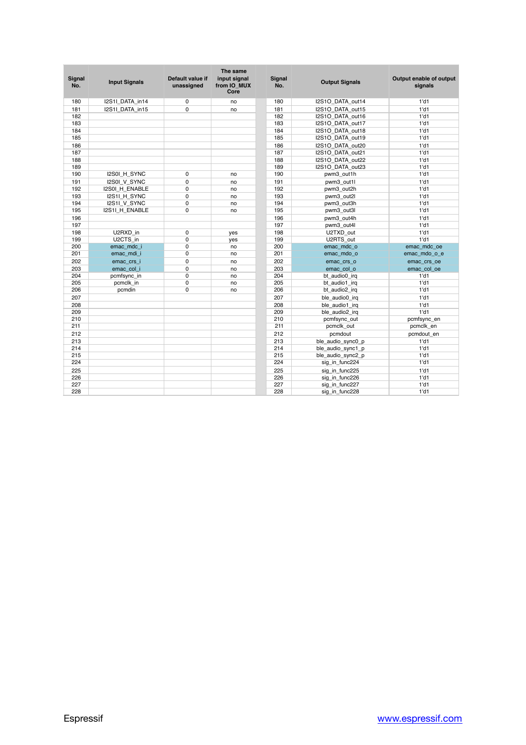| Signal No. | Input Signals | Default value if unassigned | The same input signal from IO_MUX Core | | Signal No. | Output Signals | Output enable of output signals |
|---|---|---|---|---|---|---|---|
| 180 | I2S1I_DATA_in14 | 0 | no | | 180 | I2S1O_DATA_out14 | 1'd1 |
| 181 | I2S1I_DATA_in15 | 0 | no | | 181 | I2S1O_DATA_out15 | 1'd1 |
| 182 | | | | | 182 | I2S1O_DATA_out16 | 1'd1 |
| 183 | | | | | 183 | I2S1O_DATA_out17 | 1'd1 |
| 184 | | | | | 184 | I2S1O_DATA_out18 | 1'd1 |
| 185 | | | | | 185 | I2S1O_DATA_out19 | 1'd1 |
| 186 | | | | | 186 | I2S1O_DATA_out20 | 1'd1 |
| 187 | | | | | 187 | I2S1O_DATA_out21 | 1'd1 |
| 188 | | | | | 188 | I2S1O_DATA_out22 | 1'd1 |
| 189 | | | | | 189 | I2S1O_DATA_out23 | 1'd1 |
| 190 | I2S0I_H_SYNC | 0 | no | | 190 | pwm3_out1h | 1'd1 |
| 191 | I2S0I_V_SYNC | 0 | no | | 191 | pwm3_out1l | 1'd1 |
| 192 | I2S0I_H_ENABLE | 0 | no | | 192 | pwm3_out2h | 1'd1 |
| 193 | I2S1I_H_SYNC | 0 | no | | 193 | pwm3_out2l | 1'd1 |
| 194 | I2S1I_V_SYNC | 0 | no | | 194 | pwm3_out3h | 1'd1 |
| 195 | I2S1I_H_ENABLE | 0 | no | | 195 | pwm3_out3l | 1'd1 |
| 196 | | | | | 196 | pwm3_out4h | 1'd1 |
| 197 | | | | | 197 | pwm3_out4l | 1'd1 |
| 198 | U2RXD_in | 0 | yes | | 198 | U2TXD_out | 1'd1 |
| 199 | U2CTS_in | 0 | yes | | 199 | U2RTS_out | 1'd1 |
| 200 | emac_mdc_i | 0 | no | | 200 | emac_mdc_o | emac_mdc_oe |
| 201 | emac_mdi_i | 0 | no | | 201 | emac_mdo_o | emac_mdo_o_e |
| 202 | emac_crs_i | 0 | no | | 202 | emac_crs_o | emac_crs_oe |
| 203 | emac_col_i | 0 | no | | 203 | emac_col_o | emac_col_oe |
| 204 | pcmfsync_in | 0 | no | | 204 | bt_audio0_irq | 1'd1 |
| 205 | pcmclk_in | 0 | no | | 205 | bt_audio1_irq | 1'd1 |
| 206 | pcmdin | 0 | no | | 206 | bt_audio2_irq | 1'd1 |
| 207 | | | | | 207 | ble_audio0_irq | 1'd1 |
| 208 | | | | | 208 | ble_audio1_irq | 1'd1 |
| 209 | | | | | 209 | ble_audio2_irq | 1'd1 |
| 210 | | | | | 210 | pcmfsync_out | pcmfsync_en |
| 211 | | | | | 211 | pcmclk_out | pcmclk_en |
| 212 | | | | | 212 | pcmdout | pcmdout_en |
| 213 | | | | | 213 | ble_audio_sync0_p | 1'd1 |
| 214 | | | | | 214 | ble_audio_sync1_p | 1'd1 |
| 215 | | | | | 215 | ble_audio_sync2_p | 1'd1 |
| 224 | | | | | 224 | sig_in_func224 | 1'd1 |
| 225 | | | | | 225 | sig_in_func225 | 1'd1 |
| 226 | | | | | 226 | sig_in_func226 | 1'd1 |
| 227 | | | | | 227 | sig_in_func227 | 1'd1 |
| 228 | | | | | 228 | sig_in_func228 | 1'd1 |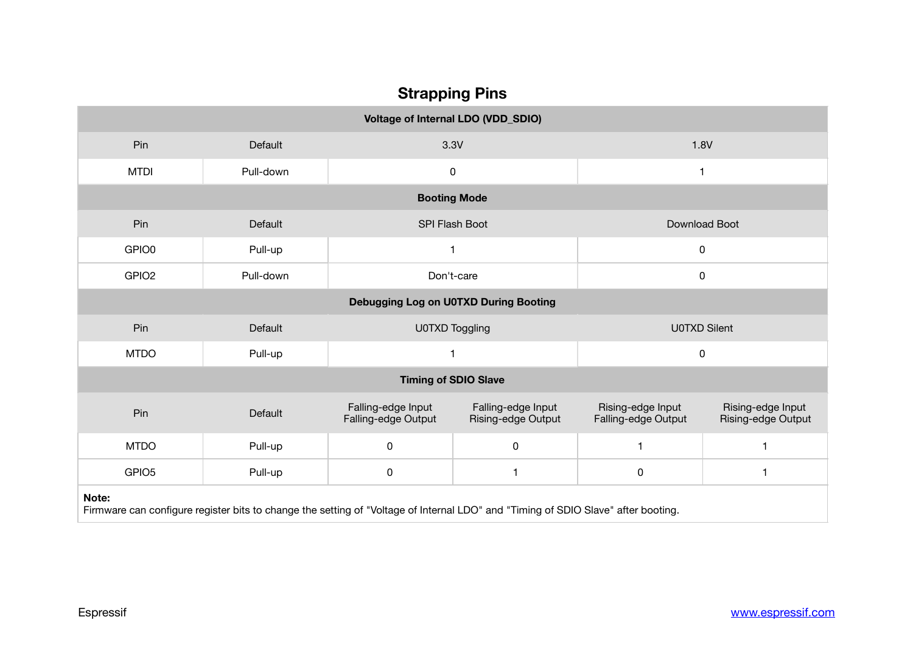## Strapping Pins

| Voltage of Internal LDO (VDD_SDIO) | | | |
|---|---|---|---|
| **Pin** | **Default** | **3.3V** | **1.8V** |
| MTDI | Pull-down | 0 | 1 |

| Booting Mode | | | |
|---|---|---|---|
| **Pin** | **Default** | **SPI Flash Boot** | **Download Boot** |
| GPIO0 | Pull-up | 1 | 0 |
| GPIO2 | Pull-down | Don't-care | 0 |

| Debugging Log on U0TXD During Booting | | | |
|---|---|---|---|
| **Pin** | **Default** | **U0TXD Toggling** | **U0TXD Silent** |
| MTDO | Pull-up | 1 | 0 |

| Timing of SDIO Slave | | | | | |
|---|---|---|---|---|---|
| **Pin** | **Default** | **Falling-edge Input Falling-edge Output** | **Falling-edge Input Rising-edge Output** | **Rising-edge Input Falling-edge Output** | **Rising-edge Input Rising-edge Output** |
| MTDO | Pull-up | 0 | 0 | 1 | 1 |
| GPIO5 | Pull-up | 0 | 1 | 0 | 1 |

**Note:**
Firmware can configure register bits to change the setting of "Voltage of Internal LDO" and "Timing of SDIO Slave" after booting.

Espressif

www.espressif.com